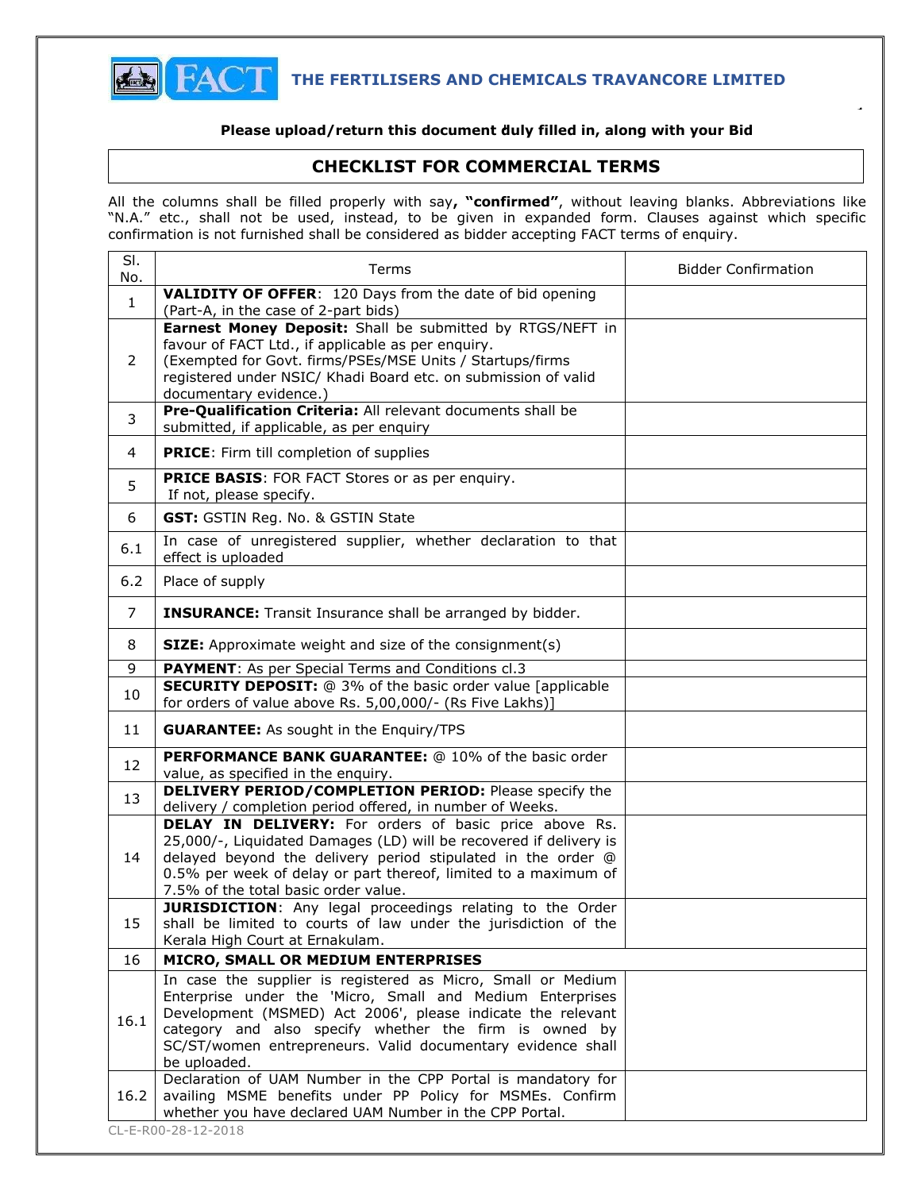# THE FERTILISERS AND CHEMICALS TRAVANCORE LIMITED

**Please upload/return this document duly filled in, along with your Bid**

## CHECKLIST FOR COMMERCIAL TERMS

All the columns shall be filled properly with say**, "confirmed"**, without leaving blanks. Abbreviations like "N.A." etc., shall not be used, instead, to be given in expanded form. Clauses against which specific confirmation is not furnished shall be considered as bidder accepting FACT terms of enquiry.

| Sl. No. | Terms | Bidder Confirmation |
|---|---|---|
| 1 | **VALIDITY OF OFFER**: 120 Days from the date of bid opening (Part-A, in the case of 2-part bids) | |
| 2 | **Earnest Money Deposit:** Shall be submitted by RTGS/NEFT in favour of FACT Ltd., if applicable as per enquiry. (Exempted for Govt. firms/PSEs/MSE Units / Startups/firms registered under NSIC/ Khadi Board etc. on submission of valid documentary evidence.) | |
| 3 | **Pre-Qualification Criteria:** All relevant documents shall be submitted, if applicable, as per enquiry | |
| 4 | **PRICE**: Firm till completion of supplies | |
| 5 | **PRICE BASIS**: FOR FACT Stores or as per enquiry. If not, please specify. | |
| 6 | **GST:** GSTIN Reg. No. & GSTIN State | |
| 6.1 | In case of unregistered supplier, whether declaration to that effect is uploaded | |
| 6.2 | Place of supply | |
| 7 | **INSURANCE:** Transit Insurance shall be arranged by bidder. | |
| 8 | **SIZE:** Approximate weight and size of the consignment(s) | |
| 9 | **PAYMENT**: As per Special Terms and Conditions cl.3 | |
| 10 | **SECURITY DEPOSIT:** @ 3% of the basic order value [applicable for orders of value above Rs. 5,00,000/- (Rs Five Lakhs)] | |
| 11 | **GUARANTEE:** As sought in the Enquiry/TPS | |
| 12 | **PERFORMANCE BANK GUARANTEE:** @ 10% of the basic order value, as specified in the enquiry. | |
| 13 | **DELIVERY PERIOD/COMPLETION PERIOD:** Please specify the delivery / completion period offered, in number of Weeks. | |
| 14 | **DELAY IN DELIVERY:** For orders of basic price above Rs. 25,000/-, Liquidated Damages (LD) will be recovered if delivery is delayed beyond the delivery period stipulated in the order @ 0.5% per week of delay or part thereof, limited to a maximum of 7.5% of the total basic order value. | |
| 15 | **JURISDICTION**: Any legal proceedings relating to the Order shall be limited to courts of law under the jurisdiction of the Kerala High Court at Ernakulam. | |
| 16 | **MICRO, SMALL OR MEDIUM ENTERPRISES** | |
| 16.1 | In case the supplier is registered as Micro, Small or Medium Enterprise under the 'Micro, Small and Medium Enterprises Development (MSMED) Act 2006', please indicate the relevant category and also specify whether the firm is owned by SC/ST/women entrepreneurs. Valid documentary evidence shall be uploaded. | |
| 16.2 | Declaration of UAM Number in the CPP Portal is mandatory for availing MSME benefits under PP Policy for MSMEs. Confirm whether you have declared UAM Number in the CPP Portal. | |

CL-E-R00-28-12-2018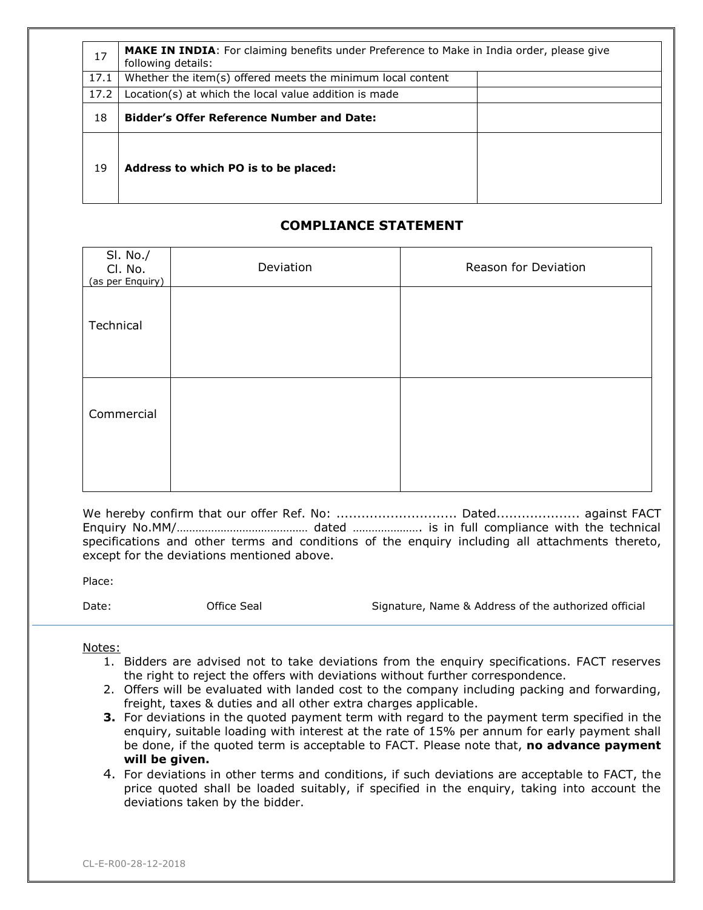| | | |
|---|---|---|
| 17 | **MAKE IN INDIA**: For claiming benefits under Preference to Make in India order, please give following details: | |
| 17.1 | Whether the item(s) offered meets the minimum local content | |
| 17.2 | Location(s) at which the local value addition is made | |
| 18 | **Bidder's Offer Reference Number and Date:** | |
| 19 | **Address to which PO is to be placed:** | |

## COMPLIANCE STATEMENT

| Sl. No./ Cl. No. (as per Enquiry) | Deviation | Reason for Deviation |
|---|---|---|
| Technical | | |
| Commercial | | |

We hereby confirm that our offer Ref. No: ............................. Dated.................... against FACT Enquiry No.MM/…………………………………… dated …………………. is in full compliance with the technical specifications and other terms and conditions of the enquiry including all attachments thereto, except for the deviations mentioned above.

Place:

Date: Office Seal Signature, Name & Address of the authorized official

Notes:

1. Bidders are advised not to take deviations from the enquiry specifications. FACT reserves the right to reject the offers with deviations without further correspondence.
2. Offers will be evaluated with landed cost to the company including packing and forwarding, freight, taxes & duties and all other extra charges applicable.
3. For deviations in the quoted payment term with regard to the payment term specified in the enquiry, suitable loading with interest at the rate of 15% per annum for early payment shall be done, if the quoted term is acceptable to FACT. Please note that, **no advance payment will be given.**
4. For deviations in other terms and conditions, if such deviations are acceptable to FACT, the price quoted shall be loaded suitably, if specified in the enquiry, taking into account the deviations taken by the bidder.

CL-E-R00-28-12-2018